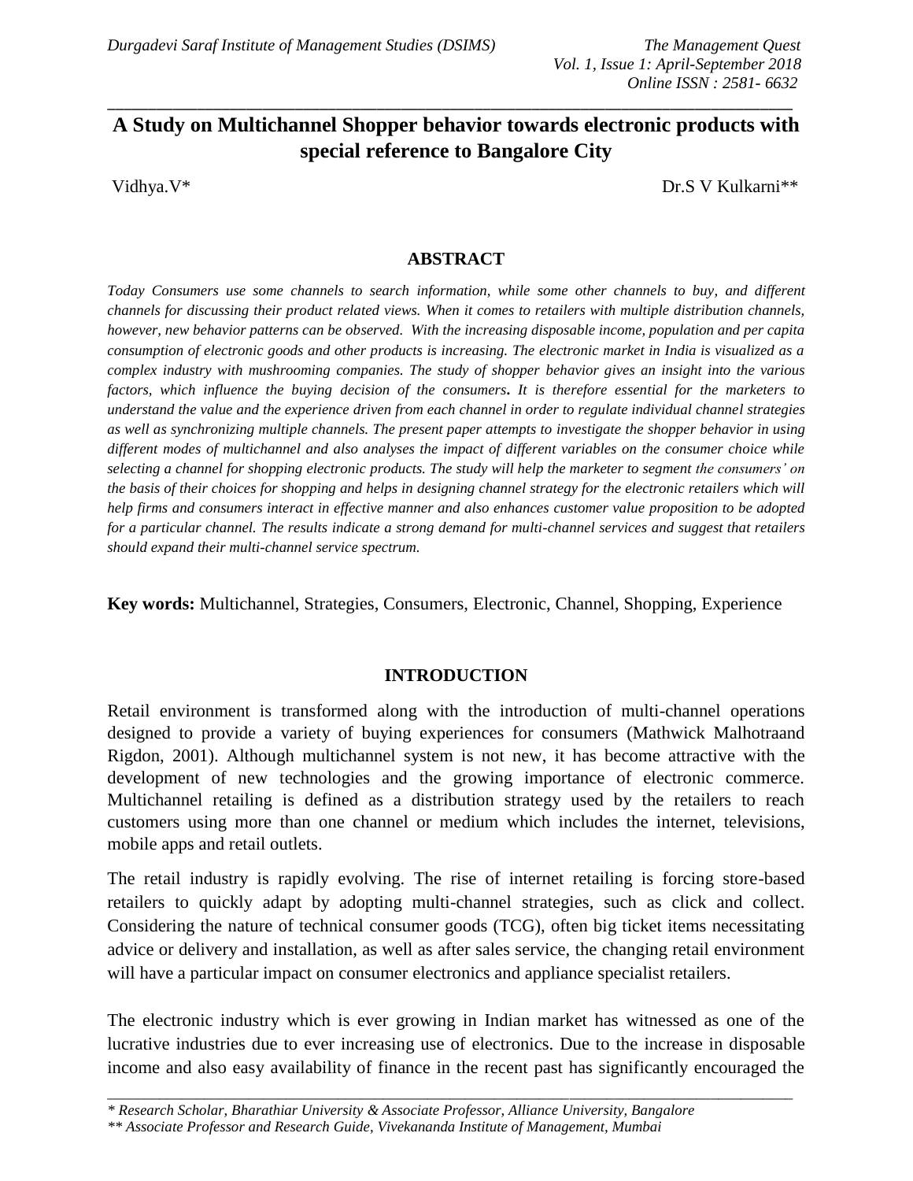# A Study on Multichannel Shopper behavior towards electronic products with special reference to Bangalore City

Vidhya.V*                                                                                    Dr.S V Kulkarni**

## ABSTRACT

*Today Consumers use some channels to search information, while some other channels to buy, and different channels for discussing their product related views. When it comes to retailers with multiple distribution channels, however, new behavior patterns can be observed. With the increasing disposable income, population and per capita consumption of electronic goods and other products is increasing. The electronic market in India is visualized as a complex industry with mushrooming companies. The study of shopper behavior gives an insight into the various factors, which influence the buying decision of the consumers. It is therefore essential for the marketers to understand the value and the experience driven from each channel in order to regulate individual channel strategies as well as synchronizing multiple channels. The present paper attempts to investigate the shopper behavior in using different modes of multichannel and also analyses the impact of different variables on the consumer choice while selecting a channel for shopping electronic products. The study will help the marketer to segment the consumers' on the basis of their choices for shopping and helps in designing channel strategy for the electronic retailers which will help firms and consumers interact in effective manner and also enhances customer value proposition to be adopted for a particular channel. The results indicate a strong demand for multi-channel services and suggest that retailers should expand their multi-channel service spectrum.*

**Key words:** Multichannel, Strategies, Consumers, Electronic, Channel, Shopping, Experience

## INTRODUCTION

Retail environment is transformed along with the introduction of multi-channel operations designed to provide a variety of buying experiences for consumers (Mathwick Malhotraand Rigdon, 2001). Although multichannel system is not new, it has become attractive with the development of new technologies and the growing importance of electronic commerce. Multichannel retailing is defined as a distribution strategy used by the retailers to reach customers using more than one channel or medium which includes the internet, televisions, mobile apps and retail outlets.

The retail industry is rapidly evolving. The rise of internet retailing is forcing store-based retailers to quickly adapt by adopting multi-channel strategies, such as click and collect. Considering the nature of technical consumer goods (TCG), often big ticket items necessitating advice or delivery and installation, as well as after sales service, the changing retail environment will have a particular impact on consumer electronics and appliance specialist retailers.

The electronic industry which is ever growing in Indian market has witnessed as one of the lucrative industries due to ever increasing use of electronics. Due to the increase in disposable income and also easy availability of finance in the recent past has significantly encouraged the

* Research Scholar, Bharathiar University & Associate Professor, Alliance University, Bangalore

** Associate Professor and Research Guide, Vivekananda Institute of Management, Mumbai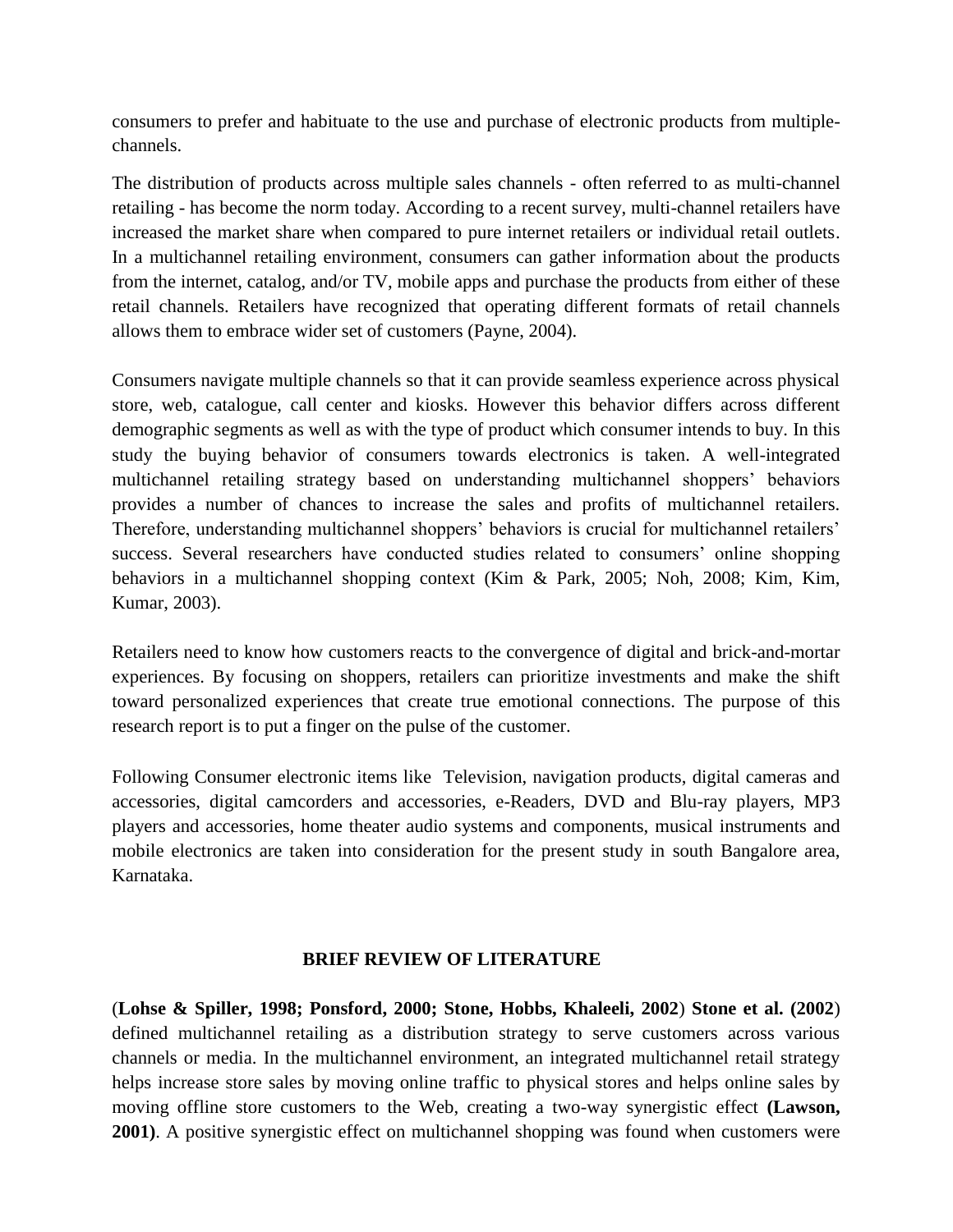consumers to prefer and habituate to the use and purchase of electronic products from multiple-channels.

The distribution of products across multiple sales channels - often referred to as multi-channel retailing - has become the norm today. According to a recent survey, multi-channel retailers have increased the market share when compared to pure internet retailers or individual retail outlets. In a multichannel retailing environment, consumers can gather information about the products from the internet, catalog, and/or TV, mobile apps and purchase the products from either of these retail channels. Retailers have recognized that operating different formats of retail channels allows them to embrace wider set of customers (Payne, 2004).

Consumers navigate multiple channels so that it can provide seamless experience across physical store, web, catalogue, call center and kiosks. However this behavior differs across different demographic segments as well as with the type of product which consumer intends to buy. In this study the buying behavior of consumers towards electronics is taken. A well-integrated multichannel retailing strategy based on understanding multichannel shoppers' behaviors provides a number of chances to increase the sales and profits of multichannel retailers. Therefore, understanding multichannel shoppers' behaviors is crucial for multichannel retailers' success. Several researchers have conducted studies related to consumers' online shopping behaviors in a multichannel shopping context (Kim & Park, 2005; Noh, 2008; Kim, Kim, Kumar, 2003).

Retailers need to know how customers reacts to the convergence of digital and brick-and-mortar experiences. By focusing on shoppers, retailers can prioritize investments and make the shift toward personalized experiences that create true emotional connections. The purpose of this research report is to put a finger on the pulse of the customer.

Following Consumer electronic items like Television, navigation products, digital cameras and accessories, digital camcorders and accessories, e-Readers, DVD and Blu-ray players, MP3 players and accessories, home theater audio systems and components, musical instruments and mobile electronics are taken into consideration for the present study in south Bangalore area, Karnataka.

## BRIEF REVIEW OF LITERATURE

(**Lohse & Spiller, 1998; Ponsford, 2000; Stone, Hobbs, Khaleeli, 2002**) **Stone et al. (2002**) defined multichannel retailing as a distribution strategy to serve customers across various channels or media. In the multichannel environment, an integrated multichannel retail strategy helps increase store sales by moving online traffic to physical stores and helps online sales by moving offline store customers to the Web, creating a two-way synergistic effect **(Lawson, 2001)**. A positive synergistic effect on multichannel shopping was found when customers were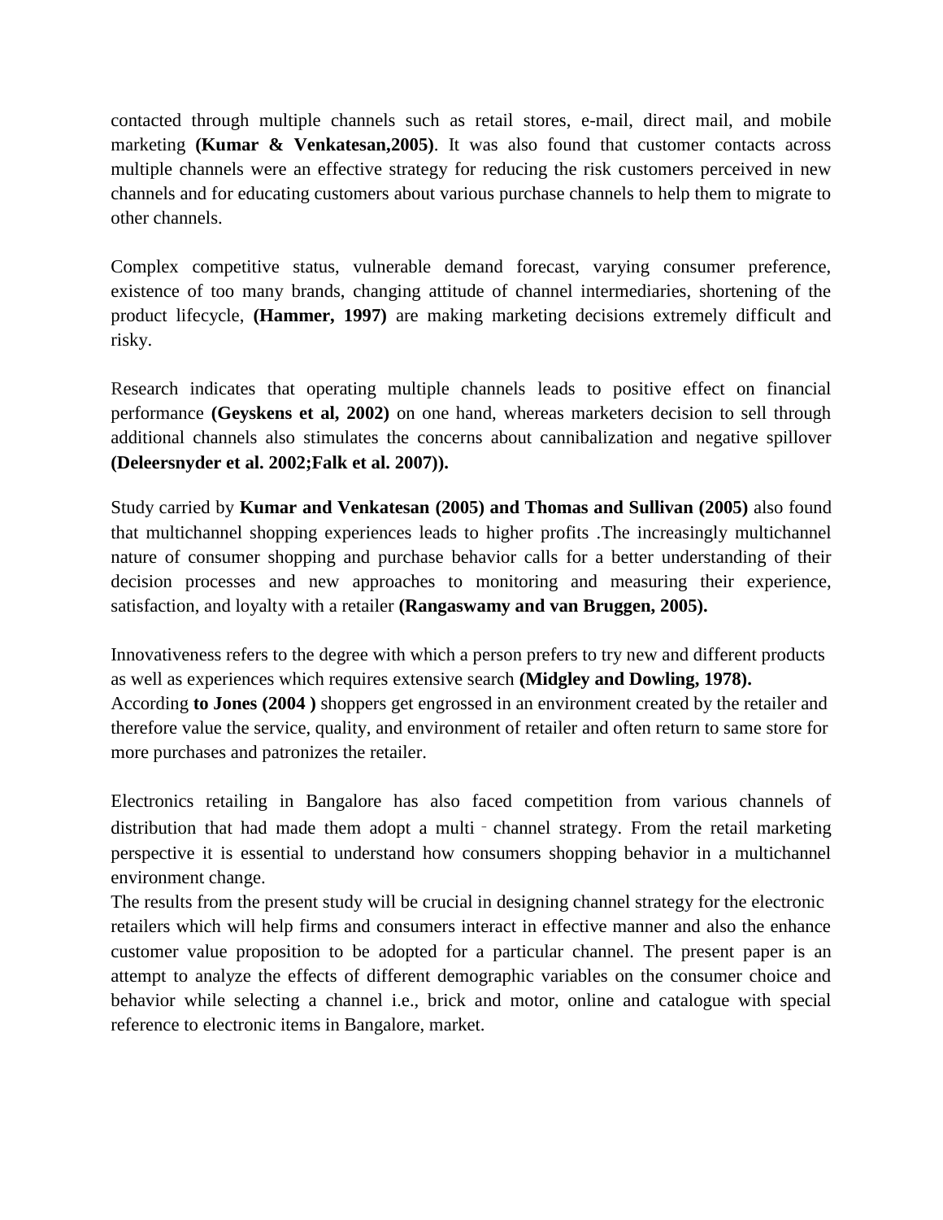contacted through multiple channels such as retail stores, e-mail, direct mail, and mobile marketing **(Kumar & Venkatesan,2005)**. It was also found that customer contacts across multiple channels were an effective strategy for reducing the risk customers perceived in new channels and for educating customers about various purchase channels to help them to migrate to other channels.

Complex competitive status, vulnerable demand forecast, varying consumer preference, existence of too many brands, changing attitude of channel intermediaries, shortening of the product lifecycle, **(Hammer, 1997)** are making marketing decisions extremely difficult and risky.

Research indicates that operating multiple channels leads to positive effect on financial performance **(Geyskens et al, 2002)** on one hand, whereas marketers decision to sell through additional channels also stimulates the concerns about cannibalization and negative spillover **(Deleersnyder et al. 2002;Falk et al. 2007)).**

Study carried by **Kumar and Venkatesan (2005) and Thomas and Sullivan (2005)** also found that multichannel shopping experiences leads to higher profits .The increasingly multichannel nature of consumer shopping and purchase behavior calls for a better understanding of their decision processes and new approaches to monitoring and measuring their experience, satisfaction, and loyalty with a retailer **(Rangaswamy and van Bruggen, 2005).**

Innovativeness refers to the degree with which a person prefers to try new and different products as well as experiences which requires extensive search **(Midgley and Dowling, 1978).**
According **to Jones (2004 )** shoppers get engrossed in an environment created by the retailer and therefore value the service, quality, and environment of retailer and often return to same store for more purchases and patronizes the retailer.

Electronics retailing in Bangalore has also faced competition from various channels of distribution that had made them adopt a multi - channel strategy. From the retail marketing perspective it is essential to understand how consumers shopping behavior in a multichannel environment change.
The results from the present study will be crucial in designing channel strategy for the electronic retailers which will help firms and consumers interact in effective manner and also the enhance customer value proposition to be adopted for a particular channel. The present paper is an attempt to analyze the effects of different demographic variables on the consumer choice and behavior while selecting a channel i.e., brick and motor, online and catalogue with special reference to electronic items in Bangalore, market.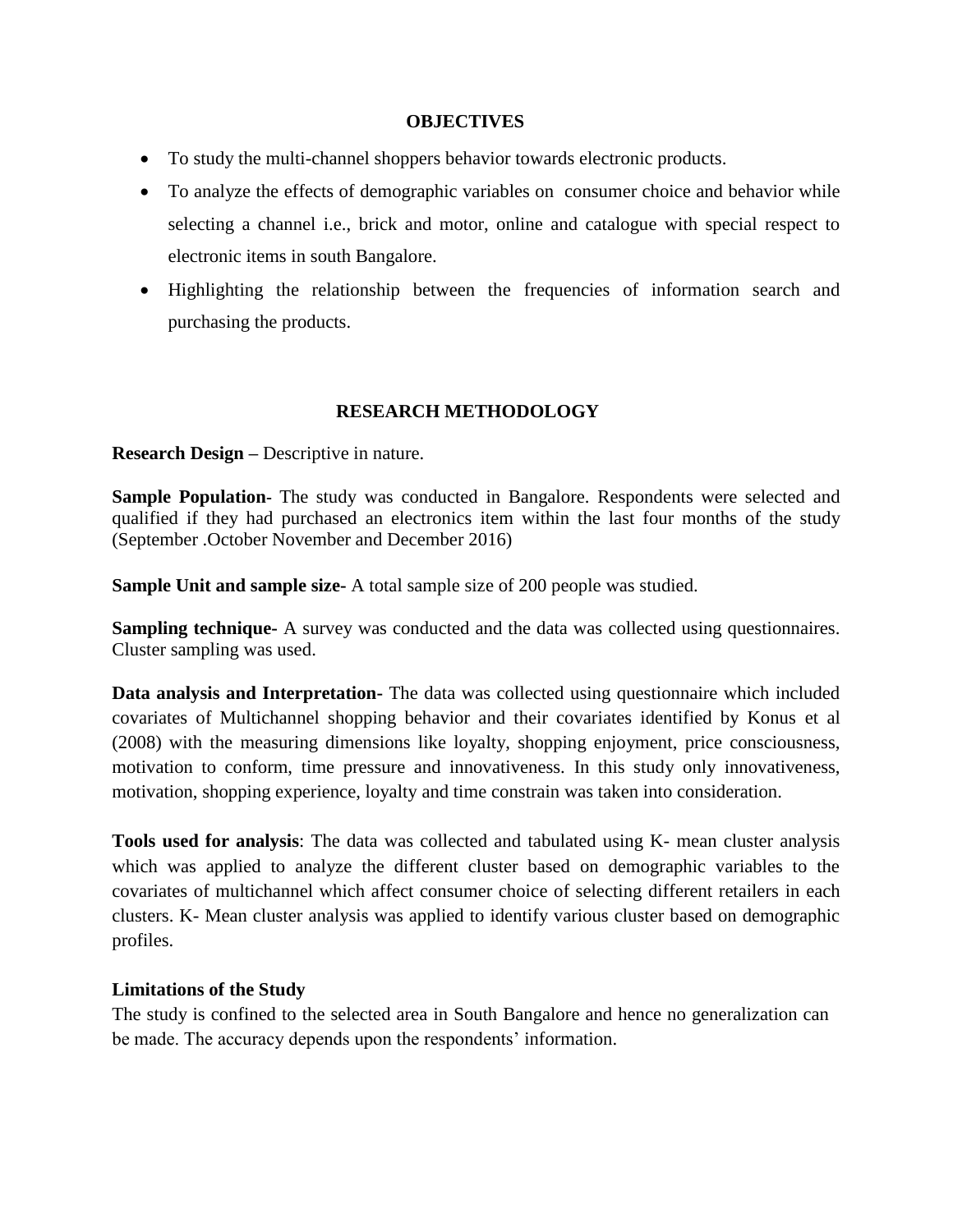## OBJECTIVES

- To study the multi-channel shoppers behavior towards electronic products.
- To analyze the effects of demographic variables on  consumer choice and behavior while selecting a channel i.e., brick and motor, online and catalogue with special respect to electronic items in south Bangalore.
- Highlighting the relationship between the frequencies of information search and purchasing the products.

## RESEARCH METHODOLOGY

**Research Design –** Descriptive in nature.

**Sample Population**- The study was conducted in Bangalore. Respondents were selected and qualified if they had purchased an electronics item within the last four months of the study (September .October November and December 2016)

**Sample Unit and sample size-** A total sample size of 200 people was studied.

**Sampling technique-** A survey was conducted and the data was collected using questionnaires. Cluster sampling was used.

**Data analysis and Interpretation**- The data was collected using questionnaire which included covariates of Multichannel shopping behavior and their covariates identified by Konus et al (2008) with the measuring dimensions like loyalty, shopping enjoyment, price consciousness, motivation to conform, time pressure and innovativeness. In this study only innovativeness, motivation, shopping experience, loyalty and time constrain was taken into consideration.

**Tools used for analysis**: The data was collected and tabulated using K- mean cluster analysis which was applied to analyze the different cluster based on demographic variables to the covariates of multichannel which affect consumer choice of selecting different retailers in each clusters. K- Mean cluster analysis was applied to identify various cluster based on demographic profiles.

**Limitations of the Study**

The study is confined to the selected area in South Bangalore and hence no generalization can be made. The accuracy depends upon the respondents' information.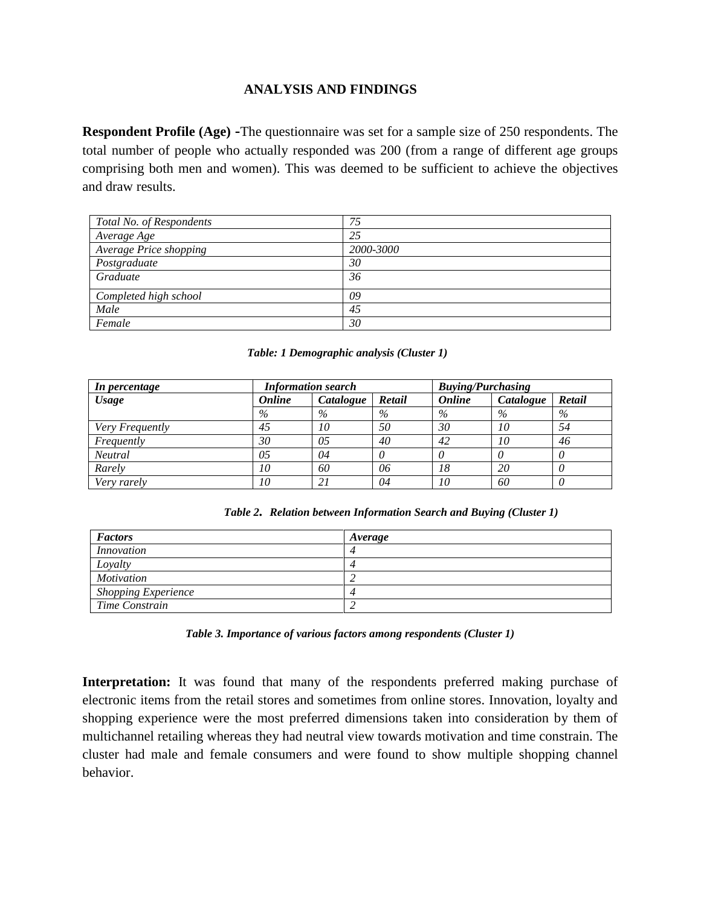## ANALYSIS AND FINDINGS

**Respondent Profile (Age) -**The questionnaire was set for a sample size of 250 respondents. The total number of people who actually responded was 200 (from a range of different age groups comprising both men and women). This was deemed to be sufficient to achieve the objectives and draw results.

| | |
|---|---|
| *Total No. of Respondents* | *75* |
| *Average Age* | *25* |
| *Average Price shopping* | *2000-3000* |
| *Postgraduate* | *30* |
| *Graduate* | *36* |
| *Completed high school* | *09* |
| *Male* | *45* |
| *Female* | *30* |

***Table: 1 Demographic analysis (Cluster 1)***

| ***In percentage*** | ***Information search*** | | | ***Buying/Purchasing*** | | |
|---|---|---|---|---|---|---|
| ***Usage*** | ***Online*** | ***Catalogue*** | ***Retail*** | ***Online*** | ***Catalogue*** | ***Retail*** |
| | *%* | *%* | *%* | *%* | *%* | *%* |
| *Very Frequently* | *45* | *10* | *50* | *30* | *10* | *54* |
| *Frequently* | *30* | *05* | *40* | *42* | *10* | *46* |
| *Neutral* | *05* | *04* | *0* | *0* | *0* | *0* |
| *Rarely* | *10* | *60* | *06* | *18* | *20* | *0* |
| *Very rarely* | *10* | *21* | *04* | *10* | *60* | *0* |

***Table 2. Relation between Information Search and Buying (Cluster 1)***

| ***Factors*** | ***Average*** |
|---|---|
| *Innovation* | *4* |
| *Loyalty* | *4* |
| *Motivation* | *2* |
| *Shopping Experience* | *4* |
| *Time Constrain* | *2* |

***Table 3. Importance of various factors among respondents (Cluster 1)***

**Interpretation:** It was found that many of the respondents preferred making purchase of electronic items from the retail stores and sometimes from online stores. Innovation, loyalty and shopping experience were the most preferred dimensions taken into consideration by them of multichannel retailing whereas they had neutral view towards motivation and time constrain. The cluster had male and female consumers and were found to show multiple shopping channel behavior.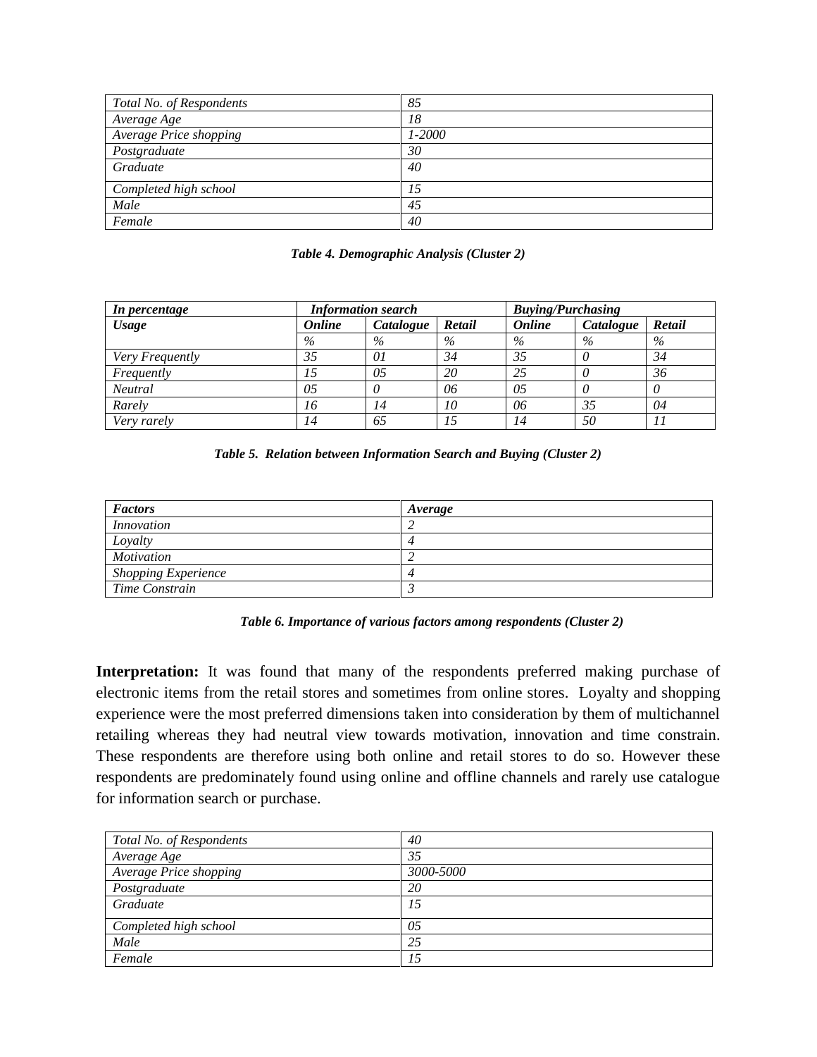| *Total No. of Respondents* | *85* |
|---|---|
| *Average Age* | *18* |
| *Average Price shopping* | *1-2000* |
| *Postgraduate* | *30* |
| *Graduate* | *40* |
| *Completed high school* | *15* |
| *Male* | *45* |
| *Female* | *40* |

***Table 4. Demographic Analysis (Cluster 2)***

| ***In percentage*** | ***Information search*** | | | ***Buying/Purchasing*** | | |
|---|---|---|---|---|---|---|
| ***Usage*** | ***Online*** | ***Catalogue*** | ***Retail*** | ***Online*** | ***Catalogue*** | ***Retail*** |
| | *%* | *%* | *%* | *%* | *%* | *%* |
| *Very Frequently* | *35* | *01* | *34* | *35* | *0* | *34* |
| *Frequently* | *15* | *05* | *20* | *25* | *0* | *36* |
| *Neutral* | *05* | *0* | *06* | *05* | *0* | *0* |
| *Rarely* | *16* | *14* | *10* | *06* | *35* | *04* |
| *Very rarely* | *14* | *65* | *15* | *14* | *50* | *11* |

***Table 5. Relation between Information Search and Buying (Cluster 2)***

| ***Factors*** | ***Average*** |
|---|---|
| *Innovation* | *2* |
| *Loyalty* | *4* |
| *Motivation* | *2* |
| *Shopping Experience* | *4* |
| *Time Constrain* | *3* |

***Table 6. Importance of various factors among respondents (Cluster 2)***

**Interpretation:** It was found that many of the respondents preferred making purchase of electronic items from the retail stores and sometimes from online stores. Loyalty and shopping experience were the most preferred dimensions taken into consideration by them of multichannel retailing whereas they had neutral view towards motivation, innovation and time constrain. These respondents are therefore using both online and retail stores to do so. However these respondents are predominately found using online and offline channels and rarely use catalogue for information search or purchase.

| *Total No. of Respondents* | *40* |
|---|---|
| *Average Age* | *35* |
| *Average Price shopping* | *3000-5000* |
| *Postgraduate* | *20* |
| *Graduate* | *15* |
| *Completed high school* | *05* |
| *Male* | *25* |
| *Female* | *15* |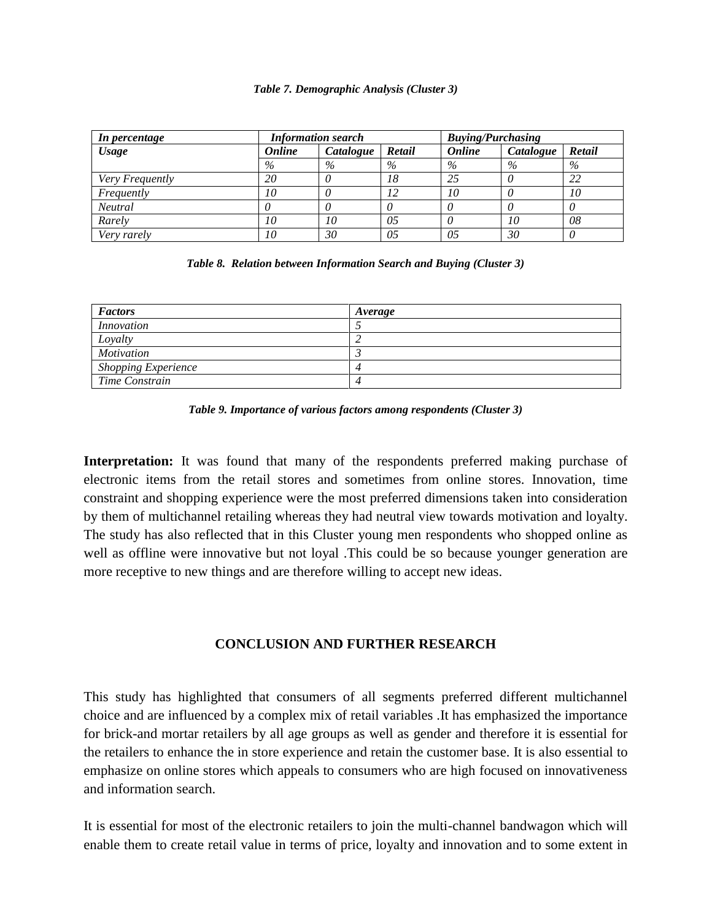*Table 7. Demographic Analysis (Cluster 3)*

| *In percentage* | *Information search* | | | *Buying/Purchasing* | | |
|---|---|---|---|---|---|---|
| ***Usage*** | ***Online*** | ***Catalogue*** | ***Retail*** | ***Online*** | ***Catalogue*** | ***Retail*** |
| | *%* | *%* | *%* | *%* | *%* | *%* |
| *Very Frequently* | *20* | *0* | *18* | *25* | *0* | *22* |
| *Frequently* | *10* | *0* | *12* | *10* | *0* | *10* |
| *Neutral* | *0* | *0* | *0* | *0* | *0* | *0* |
| *Rarely* | *10* | *10* | *05* | *0* | *10* | *08* |
| *Very rarely* | *10* | *30* | *05* | *05* | *30* | *0* |

*Table 8. Relation between Information Search and Buying (Cluster 3)*

| ***Factors*** | ***Average*** |
|---|---|
| *Innovation* | *5* |
| *Loyalty* | *2* |
| *Motivation* | *3* |
| *Shopping Experience* | *4* |
| *Time Constrain* | *4* |

*Table 9. Importance of various factors among respondents (Cluster 3)*

**Interpretation:** It was found that many of the respondents preferred making purchase of electronic items from the retail stores and sometimes from online stores. Innovation, time constraint and shopping experience were the most preferred dimensions taken into consideration by them of multichannel retailing whereas they had neutral view towards motivation and loyalty. The study has also reflected that in this Cluster young men respondents who shopped online as well as offline were innovative but not loyal .This could be so because younger generation are more receptive to new things and are therefore willing to accept new ideas.

## CONCLUSION AND FURTHER RESEARCH

This study has highlighted that consumers of all segments preferred different multichannel choice and are influenced by a complex mix of retail variables .It has emphasized the importance for brick-and mortar retailers by all age groups as well as gender and therefore it is essential for the retailers to enhance the in store experience and retain the customer base. It is also essential to emphasize on online stores which appeals to consumers who are high focused on innovativeness and information search.

It is essential for most of the electronic retailers to join the multi-channel bandwagon which will enable them to create retail value in terms of price, loyalty and innovation and to some extent in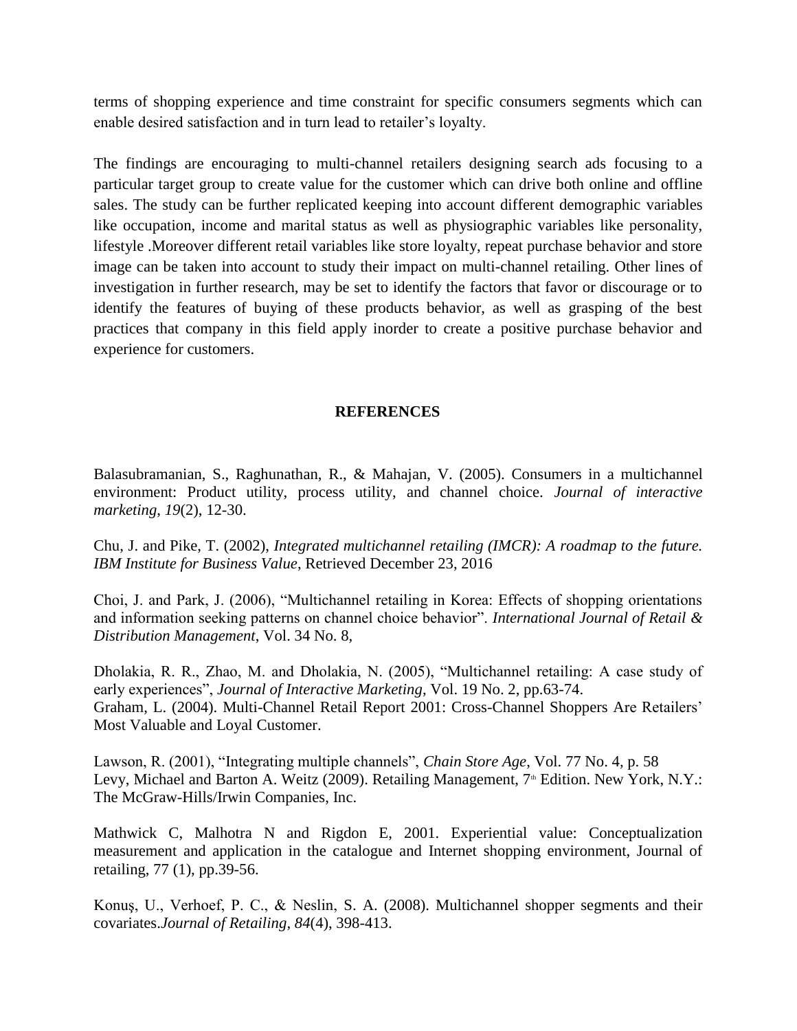terms of shopping experience and time constraint for specific consumers segments which can enable desired satisfaction and in turn lead to retailer's loyalty.

The findings are encouraging to multi-channel retailers designing search ads focusing to a particular target group to create value for the customer which can drive both online and offline sales. The study can be further replicated keeping into account different demographic variables like occupation, income and marital status as well as physiographic variables like personality, lifestyle .Moreover different retail variables like store loyalty, repeat purchase behavior and store image can be taken into account to study their impact on multi-channel retailing. Other lines of investigation in further research, may be set to identify the factors that favor or discourage or to identify the features of buying of these products behavior, as well as grasping of the best practices that company in this field apply inorder to create a positive purchase behavior and experience for customers.

## REFERENCES

Balasubramanian, S., Raghunathan, R., & Mahajan, V. (2005). Consumers in a multichannel environment: Product utility, process utility, and channel choice. *Journal of interactive marketing*, *19*(2), 12-30.

Chu, J. and Pike, T. (2002), *Integrated multichannel retailing (IMCR): A roadmap to the future. IBM Institute for Business Value*, Retrieved December 23, 2016

Choi, J. and Park, J. (2006), "Multichannel retailing in Korea: Effects of shopping orientations and information seeking patterns on channel choice behavior". *International Journal of Retail & Distribution Management*, Vol. 34 No. 8,

Dholakia, R. R., Zhao, M. and Dholakia, N. (2005), "Multichannel retailing: A case study of early experiences", *Journal of Interactive Marketing*, Vol. 19 No. 2, pp.63-74.

Graham, L. (2004). Multi-Channel Retail Report 2001: Cross-Channel Shoppers Are Retailers' Most Valuable and Loyal Customer.

Lawson, R. (2001), "Integrating multiple channels", *Chain Store Age*, Vol. 77 No. 4, p. 58

Levy, Michael and Barton A. Weitz (2009). Retailing Management, 7th Edition. New York, N.Y.: The McGraw-Hills/Irwin Companies, Inc.

Mathwick C, Malhotra N and Rigdon E, 2001. Experiential value: Conceptualization measurement and application in the catalogue and Internet shopping environment, Journal of retailing, 77 (1), pp.39-56.

Konuş, U., Verhoef, P. C., & Neslin, S. A. (2008). Multichannel shopper segments and their covariates.*Journal of Retailing, 84*(4), 398-413.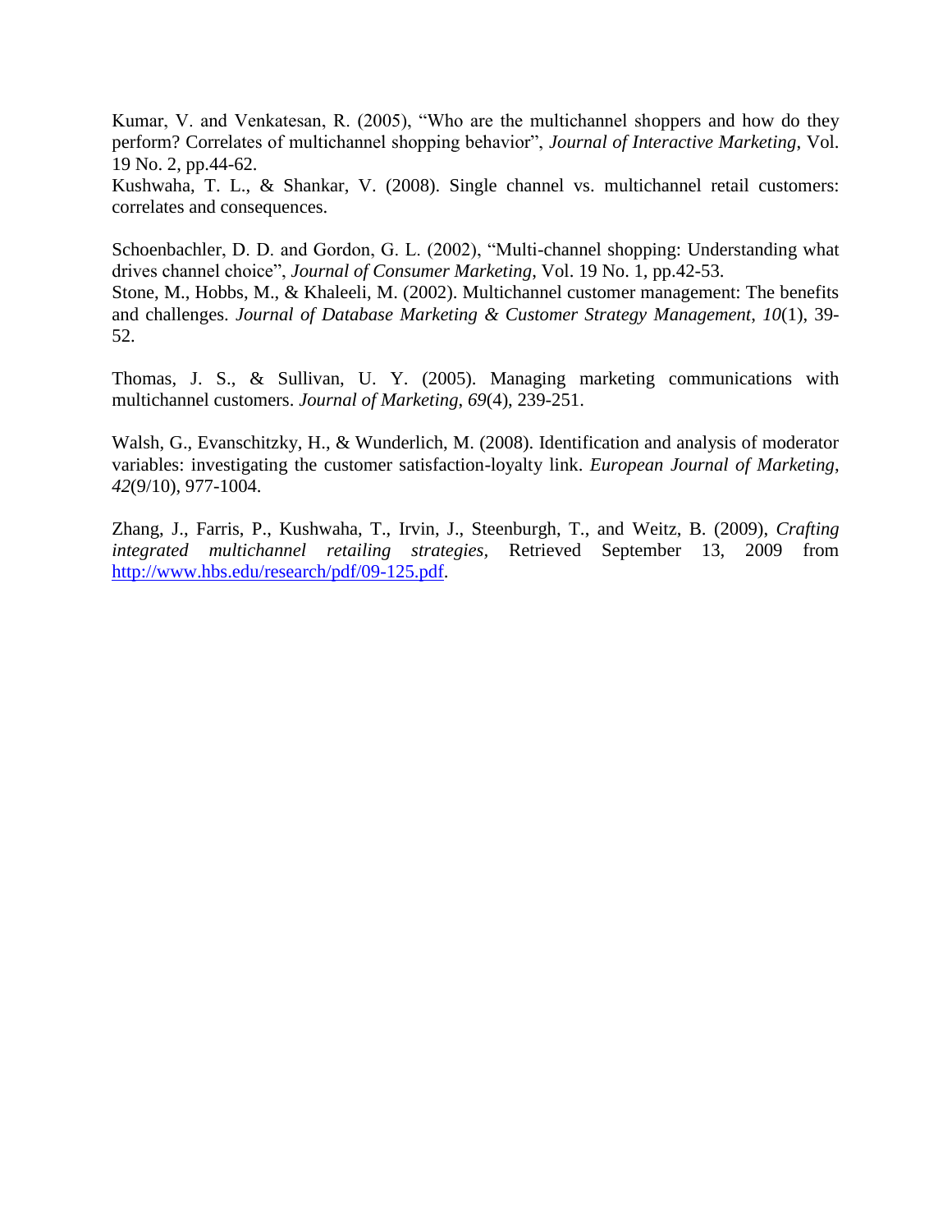Kumar, V. and Venkatesan, R. (2005), "Who are the multichannel shoppers and how do they perform? Correlates of multichannel shopping behavior", *Journal of Interactive Marketing*, Vol. 19 No. 2, pp.44-62.

Kushwaha, T. L., & Shankar, V. (2008). Single channel vs. multichannel retail customers: correlates and consequences.

Schoenbachler, D. D. and Gordon, G. L. (2002), "Multi-channel shopping: Understanding what drives channel choice", *Journal of Consumer Marketing*, Vol. 19 No. 1, pp.42-53.

Stone, M., Hobbs, M., & Khaleeli, M. (2002). Multichannel customer management: The benefits and challenges. *Journal of Database Marketing & Customer Strategy Management*, *10*(1), 39-52.

Thomas, J. S., & Sullivan, U. Y. (2005). Managing marketing communications with multichannel customers. *Journal of Marketing*, *69*(4), 239-251.

Walsh, G., Evanschitzky, H., & Wunderlich, M. (2008). Identification and analysis of moderator variables: investigating the customer satisfaction-loyalty link. *European Journal of Marketing*, *42*(9/10), 977-1004.

Zhang, J., Farris, P., Kushwaha, T., Irvin, J., Steenburgh, T., and Weitz, B. (2009), *Crafting integrated multichannel retailing strategies*, Retrieved September 13, 2009 from http://www.hbs.edu/research/pdf/09-125.pdf.